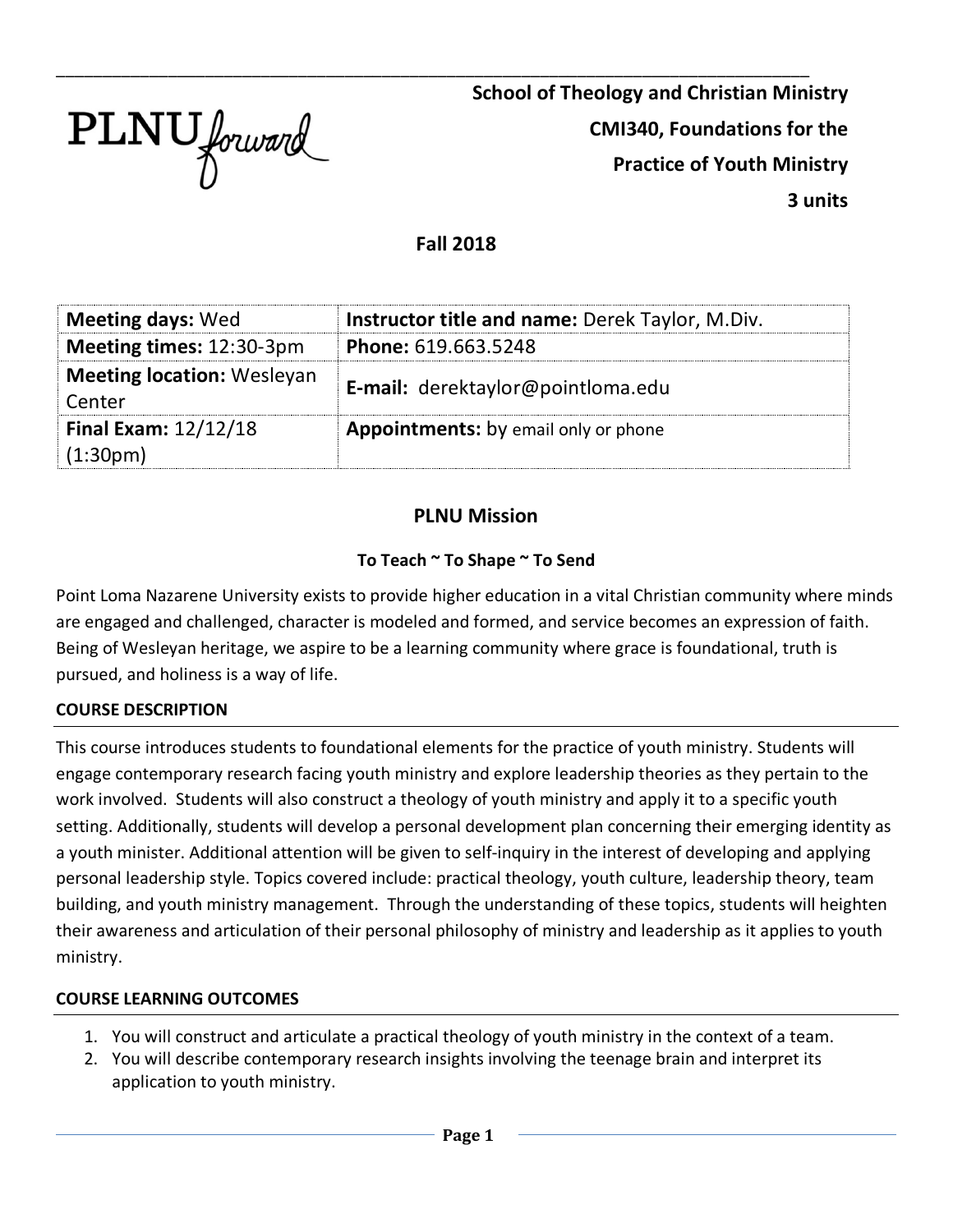PLNU forward

**School of Theology and Christian Ministry**

**CMI340, Foundations for the Practice of Youth Ministry**

**3 units**

**Fall 2018**

| **Meeting days:** Wed | **Instructor title and name:** Derek Taylor, M.Div. |
|---|---|
| **Meeting times:** 12:30-3pm | **Phone:** 619.663.5248 |
| **Meeting location:** Wesleyan Center | **E-mail:** derektaylor@pointloma.edu |
| **Final Exam:** 12/12/18 (1:30pm) | **Appointments:** by email only or phone |

## PLNU Mission

**To Teach ~ To Shape ~ To Send**

Point Loma Nazarene University exists to provide higher education in a vital Christian community where minds are engaged and challenged, character is modeled and formed, and service becomes an expression of faith. Being of Wesleyan heritage, we aspire to be a learning community where grace is foundational, truth is pursued, and holiness is a way of life.

### COURSE DESCRIPTION

This course introduces students to foundational elements for the practice of youth ministry. Students will engage contemporary research facing youth ministry and explore leadership theories as they pertain to the work involved. Students will also construct a theology of youth ministry and apply it to a specific youth setting. Additionally, students will develop a personal development plan concerning their emerging identity as a youth minister. Additional attention will be given to self-inquiry in the interest of developing and applying personal leadership style. Topics covered include: practical theology, youth culture, leadership theory, team building, and youth ministry management. Through the understanding of these topics, students will heighten their awareness and articulation of their personal philosophy of ministry and leadership as it applies to youth ministry.

### COURSE LEARNING OUTCOMES

1. You will construct and articulate a practical theology of youth ministry in the context of a team.
2. You will describe contemporary research insights involving the teenage brain and interpret its application to youth ministry.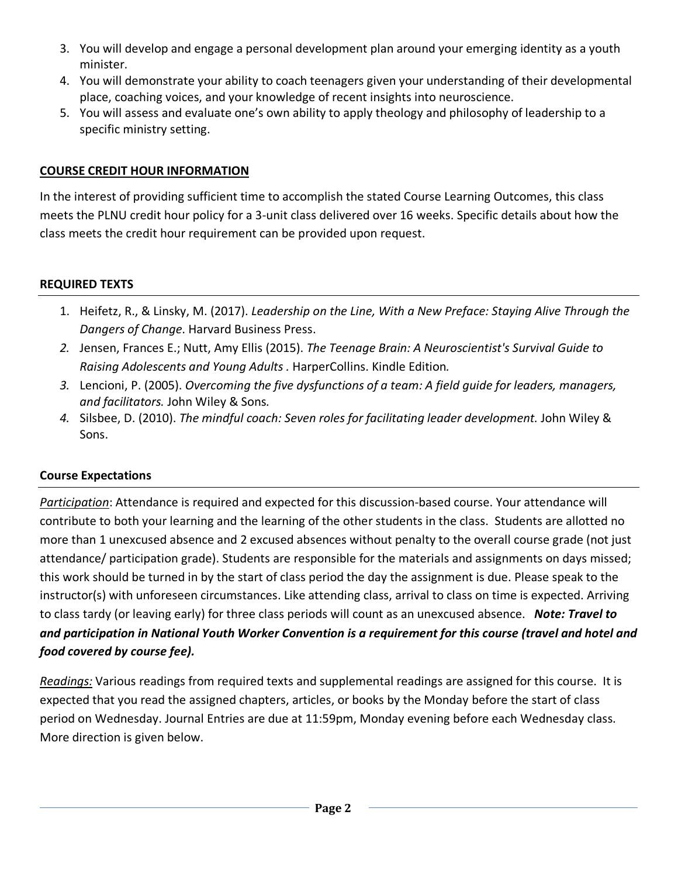3. You will develop and engage a personal development plan around your emerging identity as a youth minister.
4. You will demonstrate your ability to coach teenagers given your understanding of their developmental place, coaching voices, and your knowledge of recent insights into neuroscience.
5. You will assess and evaluate one's own ability to apply theology and philosophy of leadership to a specific ministry setting.

## COURSE CREDIT HOUR INFORMATION

In the interest of providing sufficient time to accomplish the stated Course Learning Outcomes, this class meets the PLNU credit hour policy for a 3-unit class delivered over 16 weeks. Specific details about how the class meets the credit hour requirement can be provided upon request.

## REQUIRED TEXTS

1. Heifetz, R., & Linsky, M. (2017). *Leadership on the Line, With a New Preface: Staying Alive Through the Dangers of Change*. Harvard Business Press.
2. Jensen, Frances E.; Nutt, Amy Ellis (2015). *The Teenage Brain: A Neuroscientist's Survival Guide to Raising Adolescents and Young Adults .* HarperCollins. Kindle Edition*.*
3. Lencioni, P. (2005). *Overcoming the five dysfunctions of a team: A field guide for leaders, managers, and facilitators.* John Wiley & Sons*.*
4. Silsbee, D. (2010). *The mindful coach: Seven roles for facilitating leader development.* John Wiley & Sons.

## Course Expectations

*Participation*: Attendance is required and expected for this discussion-based course. Your attendance will contribute to both your learning and the learning of the other students in the class. Students are allotted no more than 1 unexcused absence and 2 excused absences without penalty to the overall course grade (not just attendance/ participation grade). Students are responsible for the materials and assignments on days missed; this work should be turned in by the start of class period the day the assignment is due. Please speak to the instructor(s) with unforeseen circumstances. Like attending class, arrival to class on time is expected. Arriving to class tardy (or leaving early) for three class periods will count as an unexcused absence. ***Note: Travel to and participation in National Youth Worker Convention is a requirement for this course (travel and hotel and food covered by course fee).***

*Readings:* Various readings from required texts and supplemental readings are assigned for this course. It is expected that you read the assigned chapters, articles, or books by the Monday before the start of class period on Wednesday. Journal Entries are due at 11:59pm, Monday evening before each Wednesday class. More direction is given below.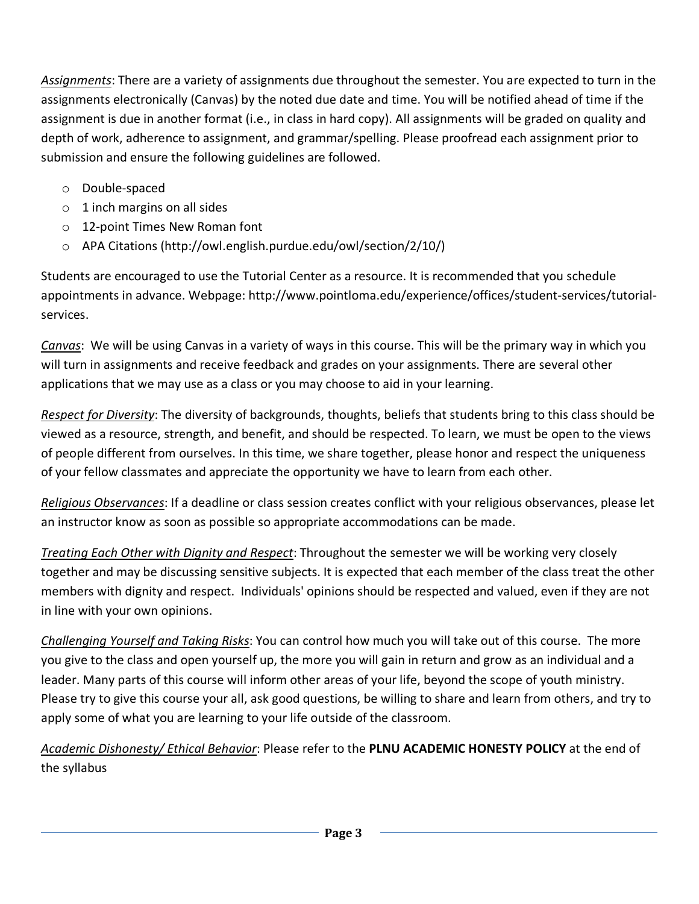*Assignments*: There are a variety of assignments due throughout the semester. You are expected to turn in the assignments electronically (Canvas) by the noted due date and time. You will be notified ahead of time if the assignment is due in another format (i.e., in class in hard copy). All assignments will be graded on quality and depth of work, adherence to assignment, and grammar/spelling. Please proofread each assignment prior to submission and ensure the following guidelines are followed.

- Double-spaced
- 1 inch margins on all sides
- 12-point Times New Roman font
- APA Citations (http://owl.english.purdue.edu/owl/section/2/10/)

Students are encouraged to use the Tutorial Center as a resource. It is recommended that you schedule appointments in advance. Webpage: http://www.pointloma.edu/experience/offices/student-services/tutorial-services.

*Canvas*: We will be using Canvas in a variety of ways in this course. This will be the primary way in which you will turn in assignments and receive feedback and grades on your assignments. There are several other applications that we may use as a class or you may choose to aid in your learning.

*Respect for Diversity*: The diversity of backgrounds, thoughts, beliefs that students bring to this class should be viewed as a resource, strength, and benefit, and should be respected. To learn, we must be open to the views of people different from ourselves. In this time, we share together, please honor and respect the uniqueness of your fellow classmates and appreciate the opportunity we have to learn from each other.

*Religious Observances*: If a deadline or class session creates conflict with your religious observances, please let an instructor know as soon as possible so appropriate accommodations can be made.

*Treating Each Other with Dignity and Respect*: Throughout the semester we will be working very closely together and may be discussing sensitive subjects. It is expected that each member of the class treat the other members with dignity and respect. Individuals' opinions should be respected and valued, even if they are not in line with your own opinions.

*Challenging Yourself and Taking Risks*: You can control how much you will take out of this course. The more you give to the class and open yourself up, the more you will gain in return and grow as an individual and a leader. Many parts of this course will inform other areas of your life, beyond the scope of youth ministry. Please try to give this course your all, ask good questions, be willing to share and learn from others, and try to apply some of what you are learning to your life outside of the classroom.

*Academic Dishonesty/ Ethical Behavior*: Please refer to the **PLNU ACADEMIC HONESTY POLICY** at the end of the syllabus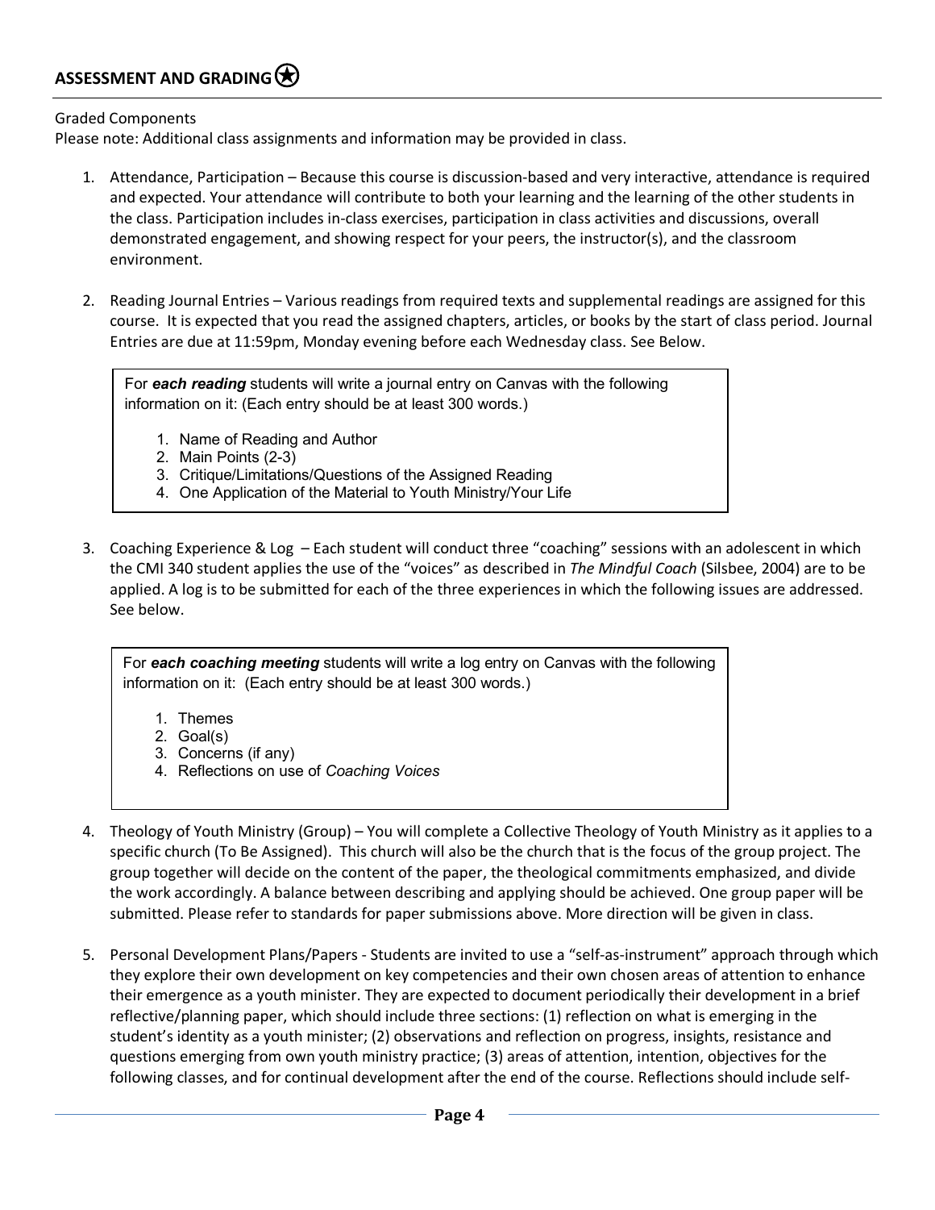## ASSESSMENT AND GRADING

Graded Components

Please note: Additional class assignments and information may be provided in class.

1. Attendance, Participation – Because this course is discussion-based and very interactive, attendance is required and expected. Your attendance will contribute to both your learning and the learning of the other students in the class. Participation includes in-class exercises, participation in class activities and discussions, overall demonstrated engagement, and showing respect for your peers, the instructor(s), and the classroom environment.

2. Reading Journal Entries – Various readings from required texts and supplemental readings are assigned for this course. It is expected that you read the assigned chapters, articles, or books by the start of class period. Journal Entries are due at 11:59pm, Monday evening before each Wednesday class. See Below.

   > For ***each reading*** students will write a journal entry on Canvas with the following information on it: (Each entry should be at least 300 words.)
   >
   > 1. Name of Reading and Author
   > 2. Main Points (2-3)
   > 3. Critique/Limitations/Questions of the Assigned Reading
   > 4. One Application of the Material to Youth Ministry/Your Life

3. Coaching Experience & Log – Each student will conduct three "coaching" sessions with an adolescent in which the CMI 340 student applies the use of the "voices" as described in *The Mindful Coach* (Silsbee, 2004) are to be applied. A log is to be submitted for each of the three experiences in which the following issues are addressed. See below.

   > For ***each coaching meeting*** students will write a log entry on Canvas with the following information on it: (Each entry should be at least 300 words.)
   >
   > 1. Themes
   > 2. Goal(s)
   > 3. Concerns (if any)
   > 4. Reflections on use of *Coaching Voices*

4. Theology of Youth Ministry (Group) – You will complete a Collective Theology of Youth Ministry as it applies to a specific church (To Be Assigned). This church will also be the church that is the focus of the group project. The group together will decide on the content of the paper, the theological commitments emphasized, and divide the work accordingly. A balance between describing and applying should be achieved. One group paper will be submitted. Please refer to standards for paper submissions above. More direction will be given in class.

5. Personal Development Plans/Papers - Students are invited to use a "self-as-instrument" approach through which they explore their own development on key competencies and their own chosen areas of attention to enhance their emergence as a youth minister. They are expected to document periodically their development in a brief reflective/planning paper, which should include three sections: (1) reflection on what is emerging in the student's identity as a youth minister; (2) observations and reflection on progress, insights, resistance and questions emerging from own youth ministry practice; (3) areas of attention, intention, objectives for the following classes, and for continual development after the end of the course. Reflections should include self-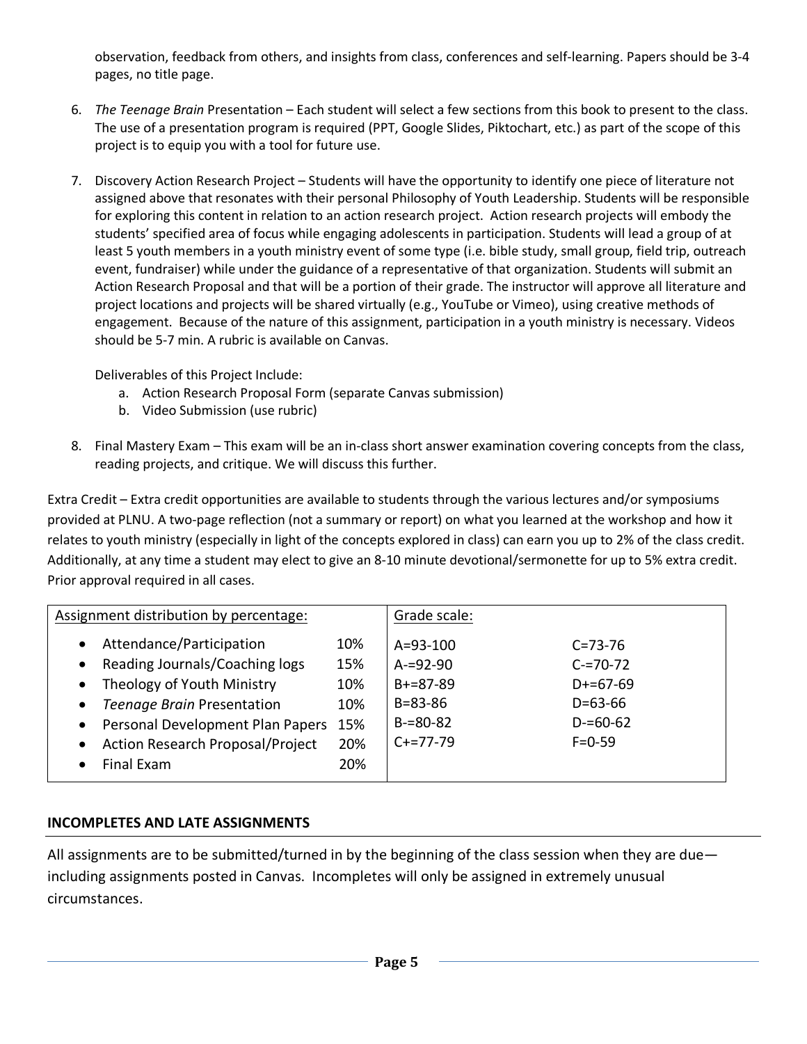observation, feedback from others, and insights from class, conferences and self-learning. Papers should be 3-4 pages, no title page.

6. *The Teenage Brain* Presentation – Each student will select a few sections from this book to present to the class. The use of a presentation program is required (PPT, Google Slides, Piktochart, etc.) as part of the scope of this project is to equip you with a tool for future use.

7. Discovery Action Research Project – Students will have the opportunity to identify one piece of literature not assigned above that resonates with their personal Philosophy of Youth Leadership. Students will be responsible for exploring this content in relation to an action research project. Action research projects will embody the students' specified area of focus while engaging adolescents in participation. Students will lead a group of at least 5 youth members in a youth ministry event of some type (i.e. bible study, small group, field trip, outreach event, fundraiser) while under the guidance of a representative of that organization. Students will submit an Action Research Proposal and that will be a portion of their grade. The instructor will approve all literature and project locations and projects will be shared virtually (e.g., YouTube or Vimeo), using creative methods of engagement. Because of the nature of this assignment, participation in a youth ministry is necessary. Videos should be 5-7 min. A rubric is available on Canvas.

   Deliverables of this Project Include:
   a. Action Research Proposal Form (separate Canvas submission)
   b. Video Submission (use rubric)

8. Final Mastery Exam – This exam will be an in-class short answer examination covering concepts from the class, reading projects, and critique. We will discuss this further.

Extra Credit – Extra credit opportunities are available to students through the various lectures and/or symposiums provided at PLNU. A two-page reflection (not a summary or report) on what you learned at the workshop and how it relates to youth ministry (especially in light of the concepts explored in class) can earn you up to 2% of the class credit. Additionally, at any time a student may elect to give an 8-10 minute devotional/sermonette for up to 5% extra credit. Prior approval required in all cases.

| Assignment distribution by percentage: | | Grade scale: | |
|---|---|---|---|
| • Attendance/Participation | 10% | A=93-100 | C=73-76 |
| • Reading Journals/Coaching logs | 15% | A-=92-90 | C-=70-72 |
| • Theology of Youth Ministry | 10% | B+=87-89 | D+=67-69 |
| • *Teenage Brain* Presentation | 10% | B=83-86 | D=63-66 |
| • Personal Development Plan Papers | 15% | B-=80-82 | D-=60-62 |
| • Action Research Proposal/Project | 20% | C+=77-79 | F=0-59 |
| • Final Exam | 20% | | |

## INCOMPLETES AND LATE ASSIGNMENTS

All assignments are to be submitted/turned in by the beginning of the class session when they are due—including assignments posted in Canvas. Incompletes will only be assigned in extremely unusual circumstances.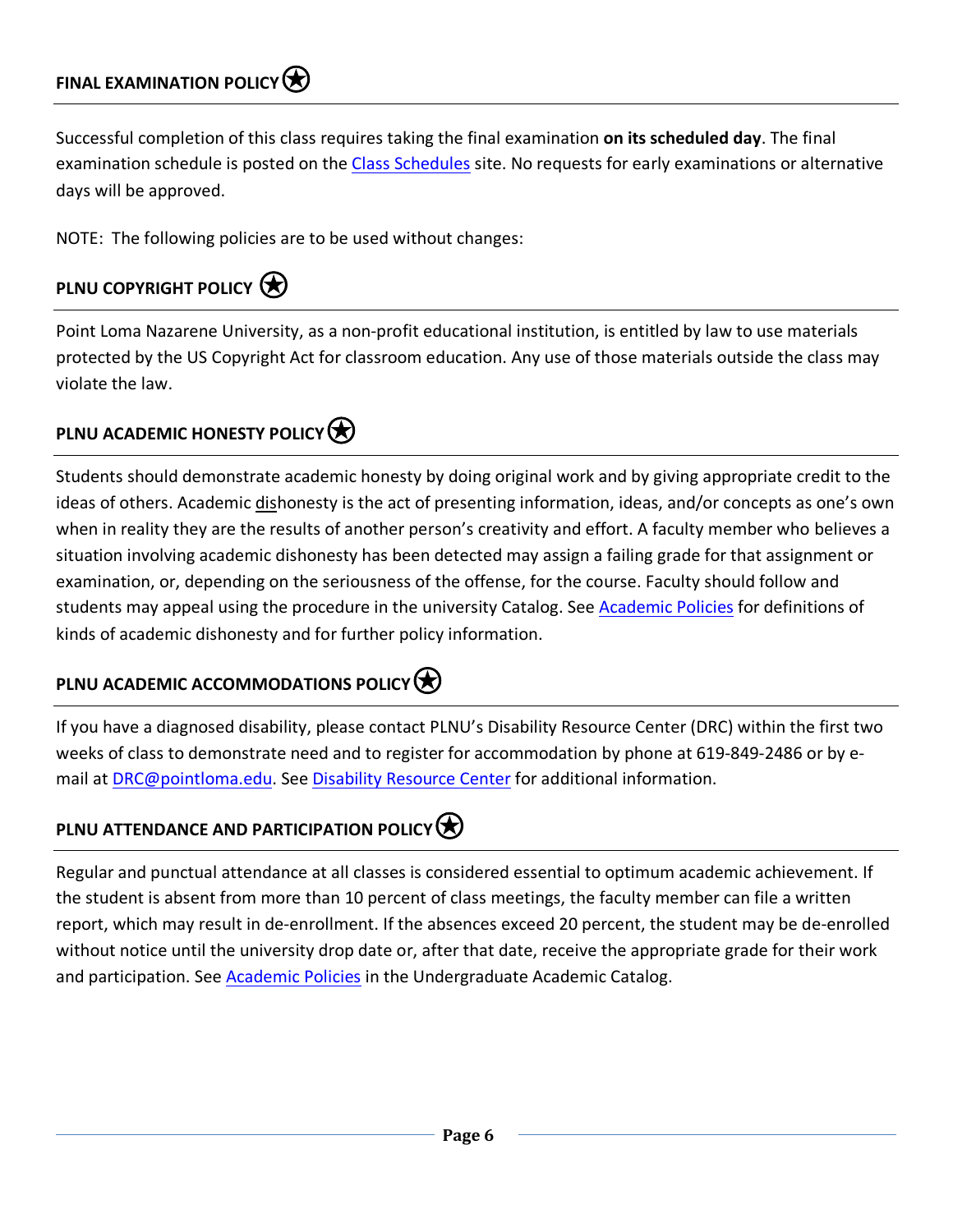## FINAL EXAMINATION POLICY

Successful completion of this class requires taking the final examination **on its scheduled day**. The final examination schedule is posted on the Class Schedules site. No requests for early examinations or alternative days will be approved.

NOTE: The following policies are to be used without changes:

## PLNU COPYRIGHT POLICY

Point Loma Nazarene University, as a non-profit educational institution, is entitled by law to use materials protected by the US Copyright Act for classroom education. Any use of those materials outside the class may violate the law.

## PLNU ACADEMIC HONESTY POLICY

Students should demonstrate academic honesty by doing original work and by giving appropriate credit to the ideas of others. Academic dishonesty is the act of presenting information, ideas, and/or concepts as one's own when in reality they are the results of another person's creativity and effort. A faculty member who believes a situation involving academic dishonesty has been detected may assign a failing grade for that assignment or examination, or, depending on the seriousness of the offense, for the course. Faculty should follow and students may appeal using the procedure in the university Catalog. See Academic Policies for definitions of kinds of academic dishonesty and for further policy information.

## PLNU ACADEMIC ACCOMMODATIONS POLICY

If you have a diagnosed disability, please contact PLNU's Disability Resource Center (DRC) within the first two weeks of class to demonstrate need and to register for accommodation by phone at 619-849-2486 or by e-mail at DRC@pointloma.edu. See Disability Resource Center for additional information.

## PLNU ATTENDANCE AND PARTICIPATION POLICY

Regular and punctual attendance at all classes is considered essential to optimum academic achievement. If the student is absent from more than 10 percent of class meetings, the faculty member can file a written report, which may result in de-enrollment. If the absences exceed 20 percent, the student may be de-enrolled without notice until the university drop date or, after that date, receive the appropriate grade for their work and participation. See Academic Policies in the Undergraduate Academic Catalog.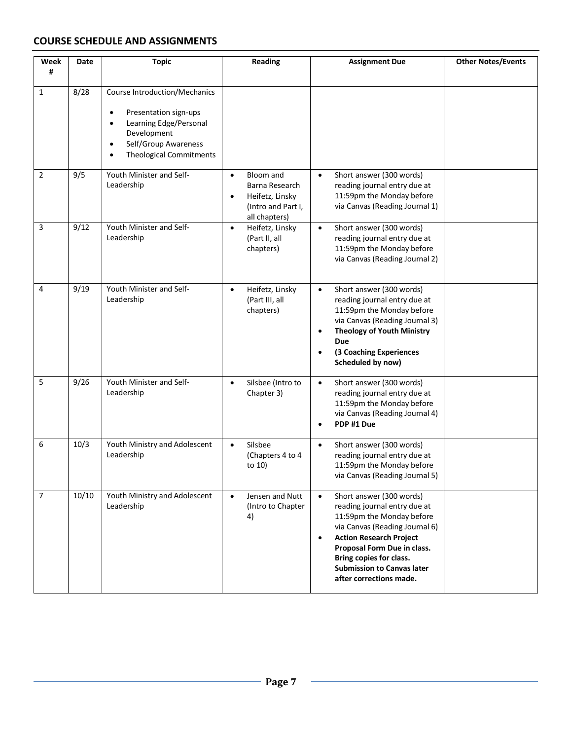## COURSE SCHEDULE AND ASSIGNMENTS

| Week # | Date | Topic | Reading | Assignment Due | Other Notes/Events |
|---|---|---|---|---|---|
| 1 | 8/28 | Course Introduction/Mechanics<br>• Presentation sign-ups<br>• Learning Edge/Personal Development<br>• Self/Group Awareness<br>• Theological Commitments | | | |
| 2 | 9/5 | Youth Minister and Self-Leadership | • Bloom and Barna Research<br>• Heifetz, Linsky (Intro and Part I, all chapters) | • Short answer (300 words) reading journal entry due at 11:59pm the Monday before via Canvas (Reading Journal 1) | |
| 3 | 9/12 | Youth Minister and Self-Leadership | • Heifetz, Linsky (Part II, all chapters) | • Short answer (300 words) reading journal entry due at 11:59pm the Monday before via Canvas (Reading Journal 2) | |
| 4 | 9/19 | Youth Minister and Self-Leadership | • Heifetz, Linsky (Part III, all chapters) | • Short answer (300 words) reading journal entry due at 11:59pm the Monday before via Canvas (Reading Journal 3)<br>• **Theology of Youth Ministry Due**<br>• **(3 Coaching Experiences Scheduled by now)** | |
| 5 | 9/26 | Youth Minister and Self-Leadership | • Silsbee (Intro to Chapter 3) | • Short answer (300 words) reading journal entry due at 11:59pm the Monday before via Canvas (Reading Journal 4)<br>• **PDP #1 Due** | |
| 6 | 10/3 | Youth Ministry and Adolescent Leadership | • Silsbee (Chapters 4 to 4 to 10) | • Short answer (300 words) reading journal entry due at 11:59pm the Monday before via Canvas (Reading Journal 5) | |
| 7 | 10/10 | Youth Ministry and Adolescent Leadership | • Jensen and Nutt (Intro to Chapter 4) | • Short answer (300 words) reading journal entry due at 11:59pm the Monday before via Canvas (Reading Journal 6)<br>• **Action Research Project Proposal Form Due in class. Bring copies for class. Submission to Canvas later after corrections made.** | |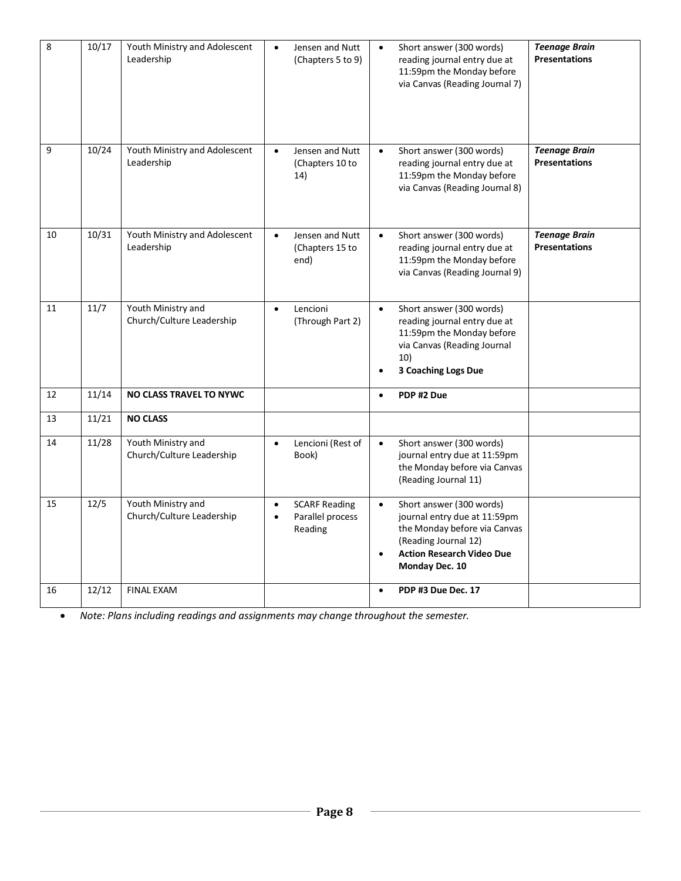| | | | | | |
|---|---|---|---|---|---|
| 8 | 10/17 | Youth Ministry and Adolescent Leadership | • Jensen and Nutt (Chapters 5 to 9) | • Short answer (300 words) reading journal entry due at 11:59pm the Monday before via Canvas (Reading Journal 7) | ***Teenage Brain* Presentations** |
| 9 | 10/24 | Youth Ministry and Adolescent Leadership | • Jensen and Nutt (Chapters 10 to 14) | • Short answer (300 words) reading journal entry due at 11:59pm the Monday before via Canvas (Reading Journal 8) | ***Teenage Brain* Presentations** |
| 10 | 10/31 | Youth Ministry and Adolescent Leadership | • Jensen and Nutt (Chapters 15 to end) | • Short answer (300 words) reading journal entry due at 11:59pm the Monday before via Canvas (Reading Journal 9) | ***Teenage Brain* Presentations** |
| 11 | 11/7 | Youth Ministry and Church/Culture Leadership | • Lencioni (Through Part 2) | • Short answer (300 words) reading journal entry due at 11:59pm the Monday before via Canvas (Reading Journal 10)<br>• **3 Coaching Logs Due** | |
| 12 | 11/14 | **NO CLASS TRAVEL TO NYWC** | | • **PDP #2 Due** | |
| 13 | 11/21 | **NO CLASS** | | | |
| 14 | 11/28 | Youth Ministry and Church/Culture Leadership | • Lencioni (Rest of Book) | • Short answer (300 words) journal entry due at 11:59pm the Monday before via Canvas (Reading Journal 11) | |
| 15 | 12/5 | Youth Ministry and Church/Culture Leadership | • SCARF Reading<br>• Parallel process Reading | • Short answer (300 words) journal entry due at 11:59pm the Monday before via Canvas (Reading Journal 12)<br>• **Action Research Video Due Monday Dec. 10** | |
| 16 | 12/12 | FINAL EXAM | | • **PDP #3 Due Dec. 17** | |

- *Note: Plans including readings and assignments may change throughout the semester.*